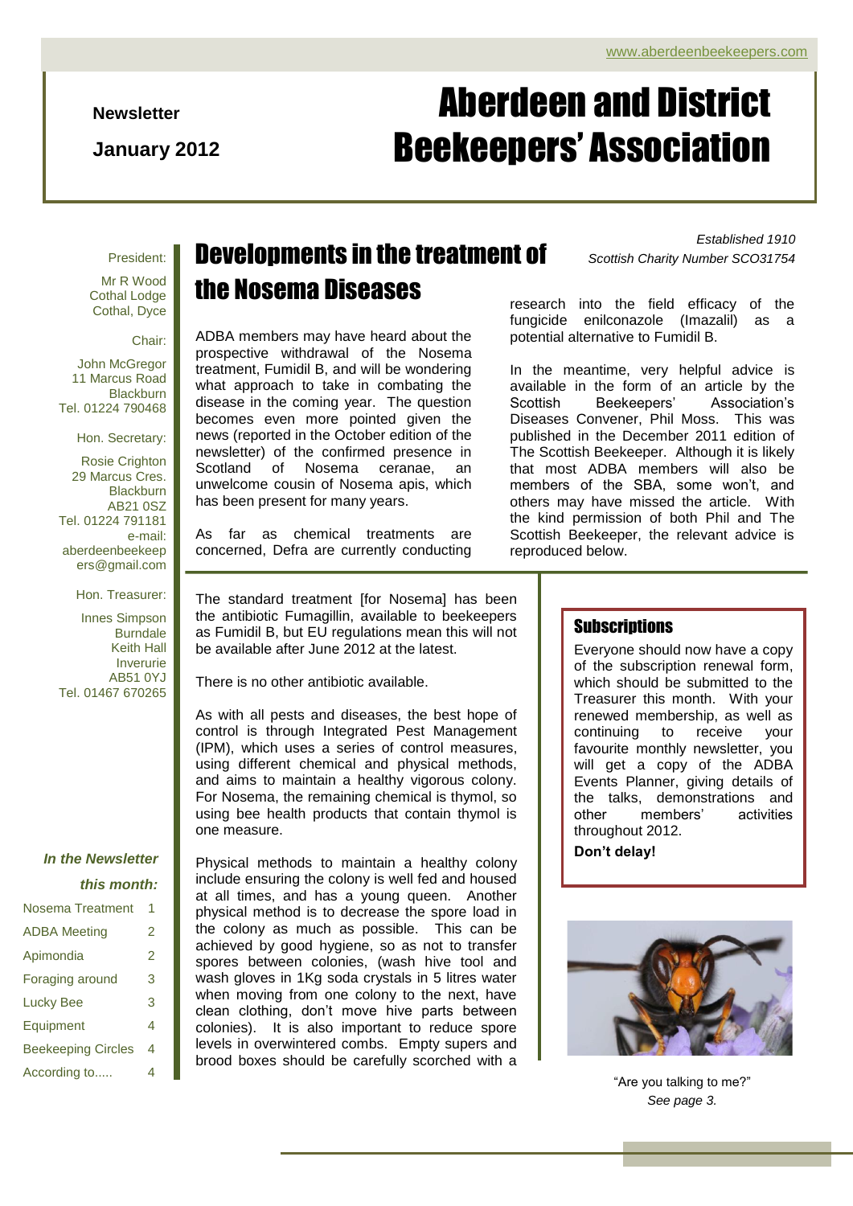www.aberdeenbeekeepers.com

**Newsletter**

**January 2012**

# Aberdeen and District Beekeepers' Association

*Established 1910*

*Scottish Charity Number SCO31754*

President:

Mr R Wood
Cothal Lodge
Cothal, Dyce

Chair:

John McGregor
11 Marcus Road
Blackburn
Tel. 01224 790468

Hon. Secretary:

Rosie Crighton
29 Marcus Cres.
Blackburn
AB21 0SZ
Tel. 01224 791181
e-mail: aberdeenbeekeepers@gmail.com

Hon. Treasurer:

Innes Simpson
Burndale
Keith Hall
Inverurie
AB51 0YJ
Tel. 01467 670265

***In the Newsletter this month:***

| | |
|---|---|
| Nosema Treatment | 1 |
| ADBA Meeting | 2 |
| Apimondia | 2 |
| Foraging around | 3 |
| Lucky Bee | 3 |
| Equipment | 4 |
| Beekeeping Circles | 4 |
| According to..... | 4 |

## Developments in the treatment of the Nosema Diseases

ADBA members may have heard about the prospective withdrawal of the Nosema treatment, Fumidil B, and will be wondering what approach to take in combating the disease in the coming year. The question becomes even more pointed given the news (reported in the October edition of the newsletter) of the confirmed presence in Scotland of Nosema ceranae, an unwelcome cousin of Nosema apis, which has been present for many years.

As far as chemical treatments are concerned, Defra are currently conducting research into the field efficacy of the fungicide enilconazole (Imazalil) as a potential alternative to Fumidil B.

In the meantime, very helpful advice is available in the form of an article by the Scottish Beekeepers' Association's Diseases Convener, Phil Moss. This was published in the December 2011 edition of The Scottish Beekeeper. Although it is likely that most ADBA members will also be members of the SBA, some won't, and others may have missed the article. With the kind permission of both Phil and The Scottish Beekeeper, the relevant advice is reproduced below.

The standard treatment [for Nosema] has been the antibiotic Fumagillin, available to beekeepers as Fumidil B, but EU regulations mean this will not be available after June 2012 at the latest.

There is no other antibiotic available.

As with all pests and diseases, the best hope of control is through Integrated Pest Management (IPM), which uses a series of control measures, using different chemical and physical methods, and aims to maintain a healthy vigorous colony. For Nosema, the remaining chemical is thymol, so using bee health products that contain thymol is one measure.

Physical methods to maintain a healthy colony include ensuring the colony is well fed and housed at all times, and has a young queen. Another physical method is to decrease the spore load in the colony as much as possible. This can be achieved by good hygiene, so as not to transfer spores between colonies, (wash hive tool and wash gloves in 1Kg soda crystals in 5 litres water when moving from one colony to the next, have clean clothing, don't move hive parts between colonies). It is also important to reduce spore levels in overwintered combs. Empty supers and brood boxes should be carefully scorched with a

## Subscriptions

Everyone should now have a copy of the subscription renewal form, which should be submitted to the Treasurer this month. With your renewed membership, as well as continuing to receive your favourite monthly newsletter, you will get a copy of the ADBA Events Planner, giving details of the talks, demonstrations and other members' activities throughout 2012.

**Don't delay!**

"Are you talking to me?"
*See page 3.*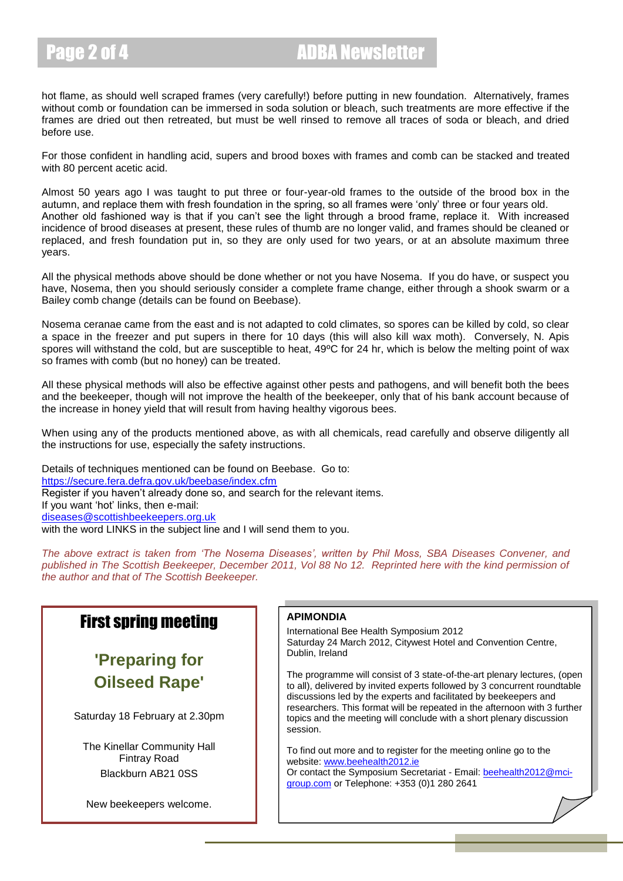hot flame, as should well scraped frames (very carefully!) before putting in new foundation. Alternatively, frames without comb or foundation can be immersed in soda solution or bleach, such treatments are more effective if the frames are dried out then retreated, but must be well rinsed to remove all traces of soda or bleach, and dried before use.

For those confident in handling acid, supers and brood boxes with frames and comb can be stacked and treated with 80 percent acetic acid.

Almost 50 years ago I was taught to put three or four-year-old frames to the outside of the brood box in the autumn, and replace them with fresh foundation in the spring, so all frames were 'only' three or four years old. Another old fashioned way is that if you can't see the light through a brood frame, replace it. With increased incidence of brood diseases at present, these rules of thumb are no longer valid, and frames should be cleaned or replaced, and fresh foundation put in, so they are only used for two years, or at an absolute maximum three years.

All the physical methods above should be done whether or not you have Nosema. If you do have, or suspect you have, Nosema, then you should seriously consider a complete frame change, either through a shook swarm or a Bailey comb change (details can be found on Beebase).

Nosema ceranae came from the east and is not adapted to cold climates, so spores can be killed by cold, so clear a space in the freezer and put supers in there for 10 days (this will also kill wax moth). Conversely, N. Apis spores will withstand the cold, but are susceptible to heat, 49ºC for 24 hr, which is below the melting point of wax so frames with comb (but no honey) can be treated.

All these physical methods will also be effective against other pests and pathogens, and will benefit both the bees and the beekeeper, though will not improve the health of the beekeeper, only that of his bank account because of the increase in honey yield that will result from having healthy vigorous bees.

When using any of the products mentioned above, as with all chemicals, read carefully and observe diligently all the instructions for use, especially the safety instructions.

Details of techniques mentioned can be found on Beebase. Go to:
https://secure.fera.defra.gov.uk/beebase/index.cfm
Register if you haven't already done so, and search for the relevant items.
If you want 'hot' links, then e-mail:
diseases@scottishbeekeepers.org.uk
with the word LINKS in the subject line and I will send them to you.

*The above extract is taken from 'The Nosema Diseases', written by Phil Moss, SBA Diseases Convener, and published in The Scottish Beekeeper, December 2011, Vol 88 No 12. Reprinted here with the kind permission of the author and that of The Scottish Beekeeper.*

## First spring meeting

### 'Preparing for Oilseed Rape'

Saturday 18 February at 2.30pm

The Kinellar Community Hall
Fintray Road
Blackburn AB21 0SS

New beekeepers welcome.

**APIMONDIA**

International Bee Health Symposium 2012
Saturday 24 March 2012, Citywest Hotel and Convention Centre, Dublin, Ireland

The programme will consist of 3 state-of-the-art plenary lectures, (open to all), delivered by invited experts followed by 3 concurrent roundtable discussions led by the experts and facilitated by beekeepers and researchers. This format will be repeated in the afternoon with 3 further topics and the meeting will conclude with a short plenary discussion session.

To find out more and to register for the meeting online go to the website: www.beehealth2012.ie
Or contact the Symposium Secretariat - Email: beehealth2012@mci-group.com or Telephone: +353 (0)1 280 2641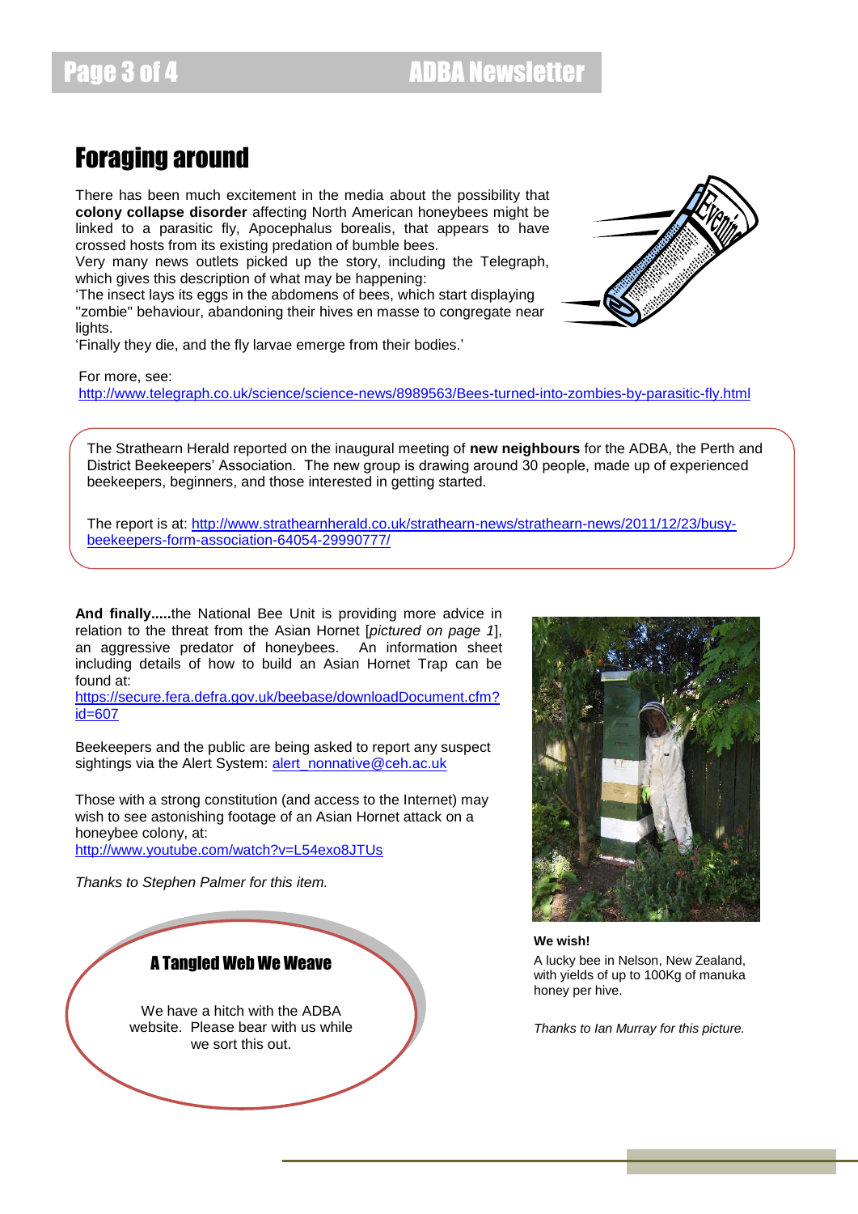# Foraging around

There has been much excitement in the media about the possibility that **colony collapse disorder** affecting North American honeybees might be linked to a parasitic fly, Apocephalus borealis, that appears to have crossed hosts from its existing predation of bumble bees.

Very many news outlets picked up the story, including the Telegraph, which gives this description of what may be happening:

'The insect lays its eggs in the abdomens of bees, which start displaying "zombie" behaviour, abandoning their hives en masse to congregate near lights.

'Finally they die, and the fly larvae emerge from their bodies.'

For more, see:
http://www.telegraph.co.uk/science/science-news/8989563/Bees-turned-into-zombies-by-parasitic-fly.html

The Strathearn Herald reported on the inaugural meeting of **new neighbours** for the ADBA, the Perth and District Beekeepers' Association. The new group is drawing around 30 people, made up of experienced beekeepers, beginners, and those interested in getting started.

The report is at: http://www.strathearnherald.co.uk/strathearn-news/strathearn-news/2011/12/23/busy-beekeepers-form-association-64054-29990777/

**And finally.....**the National Bee Unit is providing more advice in relation to the threat from the Asian Hornet [*pictured on page 1*], an aggressive predator of honeybees. An information sheet including details of how to build an Asian Hornet Trap can be found at:
https://secure.fera.defra.gov.uk/beebase/downloadDocument.cfm?id=607

Beekeepers and the public are being asked to report any suspect sightings via the Alert System: alert_nonnative@ceh.ac.uk

Those with a strong constitution (and access to the Internet) may wish to see astonishing footage of an Asian Hornet attack on a honeybee colony, at:
http://www.youtube.com/watch?v=L54exo8JTUs

*Thanks to Stephen Palmer for this item.*

**We wish!**

A lucky bee in Nelson, New Zealand, with yields of up to 100Kg of manuka honey per hive.

*Thanks to Ian Murray for this picture.*

### A Tangled Web We Weave

We have a hitch with the ADBA website. Please bear with us while we sort this out.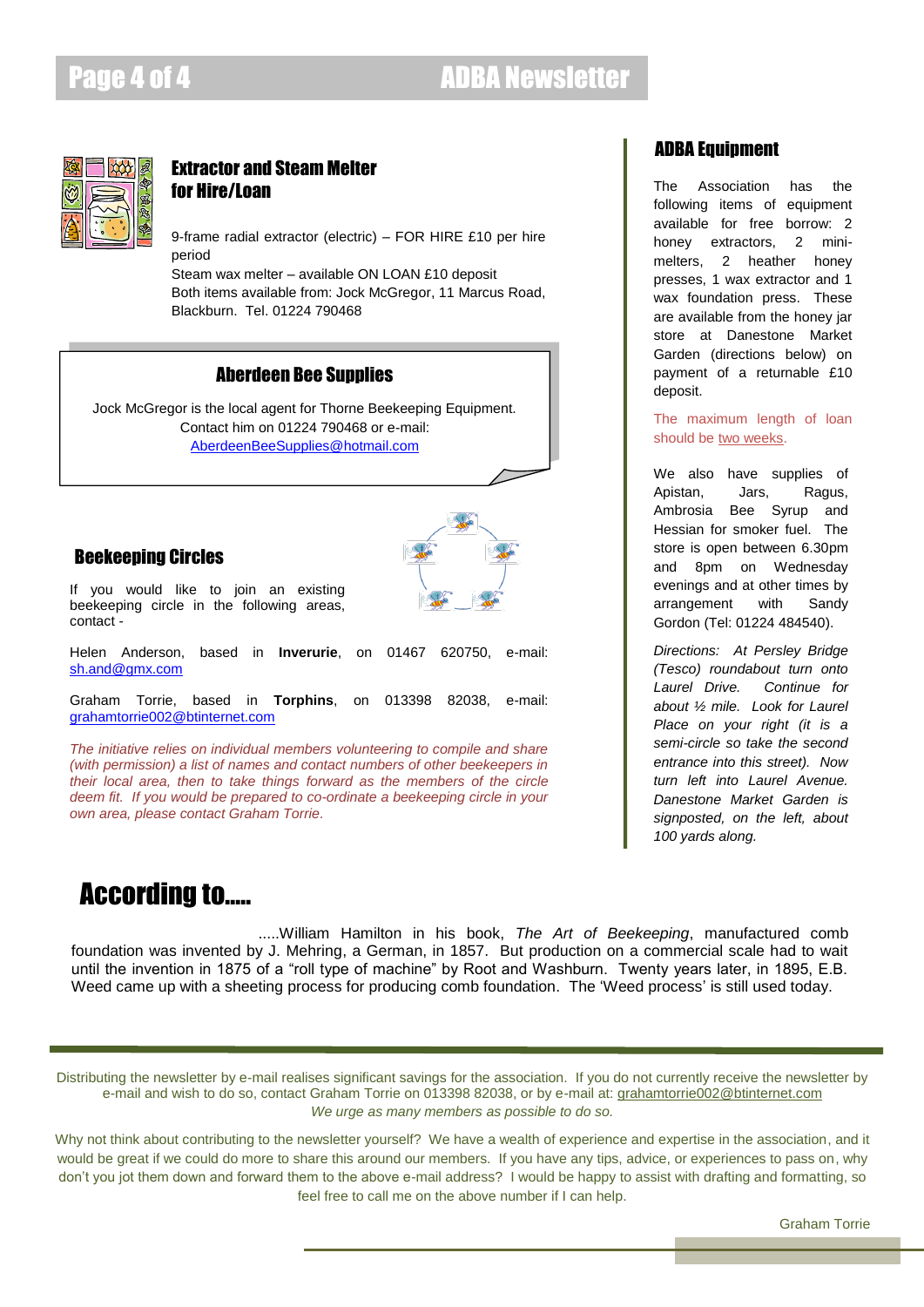## Extractor and Steam Melter for Hire/Loan

9-frame radial extractor (electric) – FOR HIRE £10 per hire period
Steam wax melter – available ON LOAN £10 deposit
Both items available from: Jock McGregor, 11 Marcus Road, Blackburn. Tel. 01224 790468

## Aberdeen Bee Supplies

Jock McGregor is the local agent for Thorne Beekeeping Equipment. Contact him on 01224 790468 or e-mail: AberdeenBeeSupplies@hotmail.com

## Beekeeping Circles

If you would like to join an existing beekeeping circle in the following areas, contact -

Helen Anderson, based in **Inverurie**, on 01467 620750, e-mail: sh.and@gmx.com

Graham Torrie, based in **Torphins**, on 013398 82038, e-mail: grahamtorrie002@btinternet.com

*The initiative relies on individual members volunteering to compile and share (with permission) a list of names and contact numbers of other beekeepers in their local area, then to take things forward as the members of the circle deem fit. If you would be prepared to co-ordinate a beekeeping circle in your own area, please contact Graham Torrie.*

## ADBA Equipment

The Association has the following items of equipment available for free borrow: 2 honey extractors, 2 mini-melters, 2 heather honey presses, 1 wax extractor and 1 wax foundation press. These are available from the honey jar store at Danestone Market Garden (directions below) on payment of a returnable £10 deposit.

The maximum length of loan should be two weeks.

We also have supplies of Apistan, Jars, Ragus, Ambrosia Bee Syrup and Hessian for smoker fuel. The store is open between 6.30pm and 8pm on Wednesday evenings and at other times by arrangement with Sandy Gordon (Tel: 01224 484540).

*Directions: At Persley Bridge (Tesco) roundabout turn onto Laurel Drive. Continue for about ½ mile. Look for Laurel Place on your right (it is a semi-circle so take the second entrance into this street). Now turn left into Laurel Avenue. Danestone Market Garden is signposted, on the left, about 100 yards along.*

# According to.....

.....William Hamilton in his book, *The Art of Beekeeping*, manufactured comb foundation was invented by J. Mehring, a German, in 1857. But production on a commercial scale had to wait until the invention in 1875 of a "roll type of machine" by Root and Washburn. Twenty years later, in 1895, E.B. Weed came up with a sheeting process for producing comb foundation. The 'Weed process' is still used today.

---

Distributing the newsletter by e-mail realises significant savings for the association. If you do not currently receive the newsletter by e-mail and wish to do so, contact Graham Torrie on 013398 82038, or by e-mail at: grahamtorrie002@btinternet.com
*We urge as many members as possible to do so.*

Why not think about contributing to the newsletter yourself? We have a wealth of experience and expertise in the association, and it would be great if we could do more to share this around our members. If you have any tips, advice, or experiences to pass on, why don't you jot them down and forward them to the above e-mail address? I would be happy to assist with drafting and formatting, so feel free to call me on the above number if I can help.

Graham Torrie